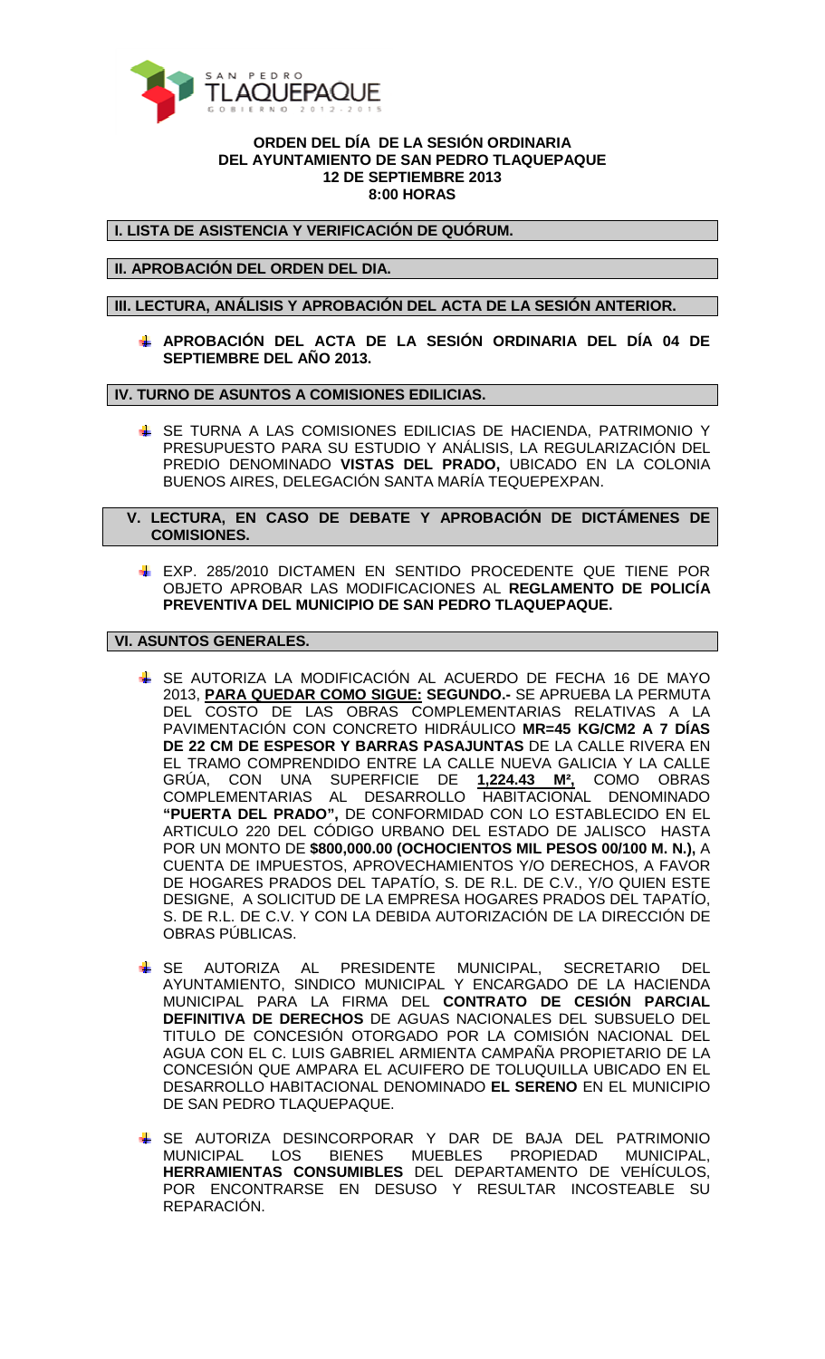**ORDEN DEL DÍA DE LA SESIÓN ORDINARIA**
**DEL AYUNTAMIENTO DE SAN PEDRO TLAQUEPAQUE**
**12 DE SEPTIEMBRE 2013**
**8:00 HORAS**

## I. LISTA DE ASISTENCIA Y VERIFICACIÓN DE QUÓRUM.

## II. APROBACIÓN DEL ORDEN DEL DIA.

## III. LECTURA, ANÁLISIS Y APROBACIÓN DEL ACTA DE LA SESIÓN ANTERIOR.

- **APROBACIÓN DEL ACTA DE LA SESIÓN ORDINARIA DEL DÍA 04 DE SEPTIEMBRE DEL AÑO 2013.**

## IV. TURNO DE ASUNTOS A COMISIONES EDILICIAS.

- SE TURNA A LAS COMISIONES EDILICIAS DE HACIENDA, PATRIMONIO Y PRESUPUESTO PARA SU ESTUDIO Y ANÁLISIS, LA REGULARIZACIÓN DEL PREDIO DENOMINADO **VISTAS DEL PRADO,** UBICADO EN LA COLONIA BUENOS AIRES, DELEGACIÓN SANTA MARÍA TEQUEPEXPAN.

## V. LECTURA, EN CASO DE DEBATE Y APROBACIÓN DE DICTÁMENES DE COMISIONES.

- EXP. 285/2010 DICTAMEN EN SENTIDO PROCEDENTE QUE TIENE POR OBJETO APROBAR LAS MODIFICACIONES AL **REGLAMENTO DE POLICÍA PREVENTIVA DEL MUNICIPIO DE SAN PEDRO TLAQUEPAQUE.**

## VI. ASUNTOS GENERALES.

- SE AUTORIZA LA MODIFICACIÓN AL ACUERDO DE FECHA 16 DE MAYO 2013, **PARA QUEDAR COMO SIGUE: SEGUNDO.-** SE APRUEBA LA PERMUTA DEL COSTO DE LAS OBRAS COMPLEMENTARIAS RELATIVAS A LA PAVIMENTACIÓN CON CONCRETO HIDRÁULICO **MR=45 KG/CM2 A 7 DÍAS DE 22 CM DE ESPESOR Y BARRAS PASAJUNTAS** DE LA CALLE RIVERA EN EL TRAMO COMPRENDIDO ENTRE LA CALLE NUEVA GALICIA Y LA CALLE GRÚA, CON UNA SUPERFICIE DE **1,224.43 M²,** COMO OBRAS COMPLEMENTARIAS AL DESARROLLO HABITACIONAL DENOMINADO **"PUERTA DEL PRADO",** DE CONFORMIDAD CON LO ESTABLECIDO EN EL ARTICULO 220 DEL CÓDIGO URBANO DEL ESTADO DE JALISCO HASTA POR UN MONTO DE **$800,000.00 (OCHOCIENTOS MIL PESOS 00/100 M. N.),** A CUENTA DE IMPUESTOS, APROVECHAMIENTOS Y/O DERECHOS, A FAVOR DE HOGARES PRADOS DEL TAPATÍO, S. DE R.L. DE C.V., Y/O QUIEN ESTE DESIGNE, A SOLICITUD DE LA EMPRESA HOGARES PRADOS DEL TAPATÍO, S. DE R.L. DE C.V. Y CON LA DEBIDA AUTORIZACIÓN DE LA DIRECCIÓN DE OBRAS PÚBLICAS.

- SE AUTORIZA AL PRESIDENTE MUNICIPAL, SECRETARIO DEL AYUNTAMIENTO, SINDICO MUNICIPAL Y ENCARGADO DE LA HACIENDA MUNICIPAL PARA LA FIRMA DEL **CONTRATO DE CESIÓN PARCIAL DEFINITIVA DE DERECHOS** DE AGUAS NACIONALES DEL SUBSUELO DEL TITULO DE CONCESIÓN OTORGADO POR LA COMISIÓN NACIONAL DEL AGUA CON EL C. LUIS GABRIEL ARMIENTA CAMPAÑA PROPIETARIO DE LA CONCESIÓN QUE AMPARA EL ACUIFERO DE TOLUQUILLA UBICADO EN EL DESARROLLO HABITACIONAL DENOMINADO **EL SERENO** EN EL MUNICIPIO DE SAN PEDRO TLAQUEPAQUE.

- SE AUTORIZA DESINCORPORAR Y DAR DE BAJA DEL PATRIMONIO MUNICIPAL LOS BIENES MUEBLES PROPIEDAD MUNICIPAL, **HERRAMIENTAS CONSUMIBLES** DEL DEPARTAMENTO DE VEHÍCULOS, POR ENCONTRARSE EN DESUSO Y RESULTAR INCOSTEABLE SU REPARACIÓN.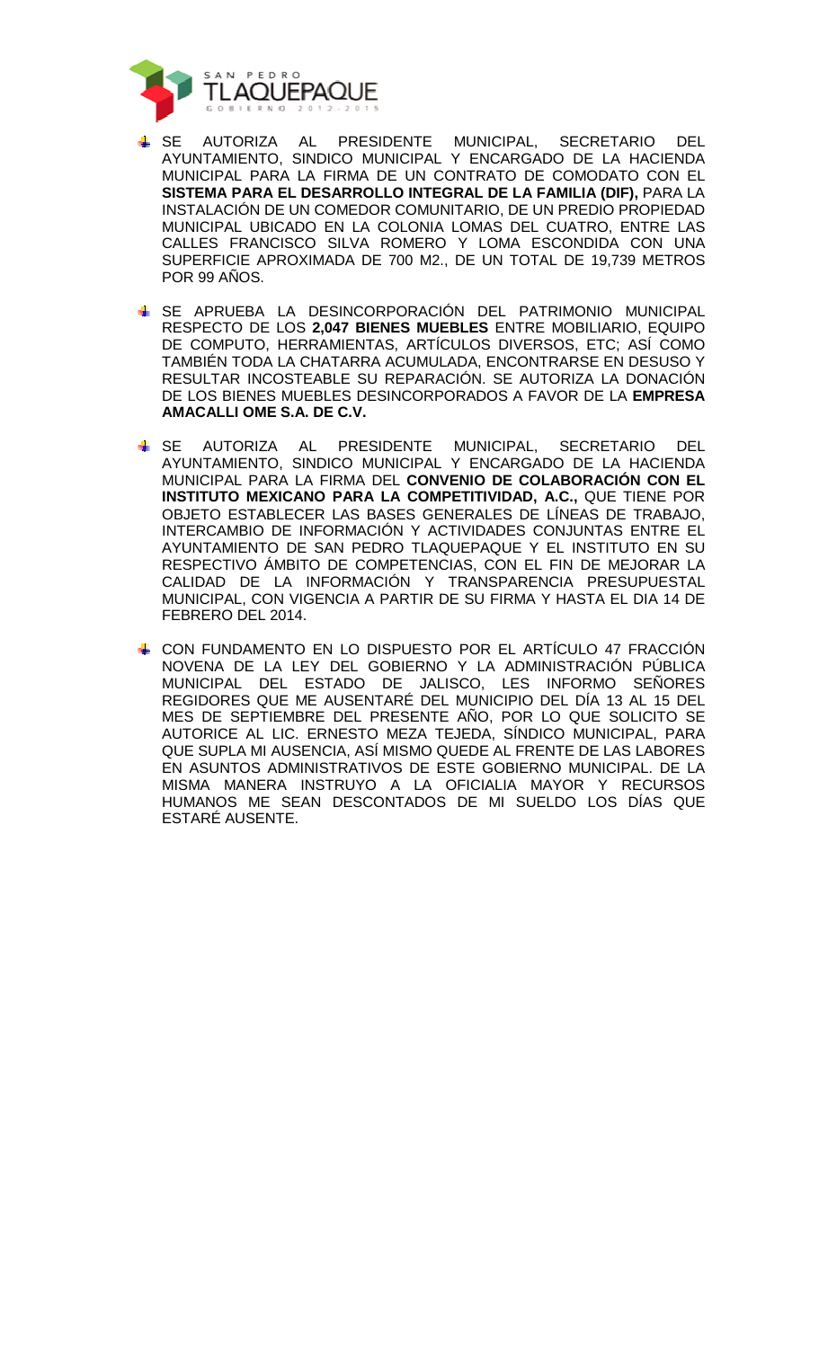- SE AUTORIZA AL PRESIDENTE MUNICIPAL, SECRETARIO DEL AYUNTAMIENTO, SINDICO MUNICIPAL Y ENCARGADO DE LA HACIENDA MUNICIPAL PARA LA FIRMA DE UN CONTRATO DE COMODATO CON EL **SISTEMA PARA EL DESARROLLO INTEGRAL DE LA FAMILIA (DIF),** PARA LA INSTALACIÓN DE UN COMEDOR COMUNITARIO, DE UN PREDIO PROPIEDAD MUNICIPAL UBICADO EN LA COLONIA LOMAS DEL CUATRO, ENTRE LAS CALLES FRANCISCO SILVA ROMERO Y LOMA ESCONDIDA CON UNA SUPERFICIE APROXIMADA DE 700 M2., DE UN TOTAL DE 19,739 METROS POR 99 AÑOS.

- SE APRUEBA LA DESINCORPORACIÓN DEL PATRIMONIO MUNICIPAL RESPECTO DE LOS **2,047 BIENES MUEBLES** ENTRE MOBILIARIO, EQUIPO DE COMPUTO, HERRAMIENTAS, ARTÍCULOS DIVERSOS, ETC; ASÍ COMO TAMBIÉN TODA LA CHATARRA ACUMULADA, ENCONTRARSE EN DESUSO Y RESULTAR INCOSTEABLE SU REPARACIÓN. SE AUTORIZA LA DONACIÓN DE LOS BIENES MUEBLES DESINCORPORADOS A FAVOR DE LA **EMPRESA AMACALLI OME S.A. DE C.V.**

- SE AUTORIZA AL PRESIDENTE MUNICIPAL, SECRETARIO DEL AYUNTAMIENTO, SINDICO MUNICIPAL Y ENCARGADO DE LA HACIENDA MUNICIPAL PARA LA FIRMA DEL **CONVENIO DE COLABORACIÓN CON EL INSTITUTO MEXICANO PARA LA COMPETITIVIDAD, A.C.,** QUE TIENE POR OBJETO ESTABLECER LAS BASES GENERALES DE LÍNEAS DE TRABAJO, INTERCAMBIO DE INFORMACIÓN Y ACTIVIDADES CONJUNTAS ENTRE EL AYUNTAMIENTO DE SAN PEDRO TLAQUEPAQUE Y EL INSTITUTO EN SU RESPECTIVO ÁMBITO DE COMPETENCIAS, CON EL FIN DE MEJORAR LA CALIDAD DE LA INFORMACIÓN Y TRANSPARENCIA PRESUPUESTAL MUNICIPAL, CON VIGENCIA A PARTIR DE SU FIRMA Y HASTA EL DIA 14 DE FEBRERO DEL 2014.

- CON FUNDAMENTO EN LO DISPUESTO POR EL ARTÍCULO 47 FRACCIÓN NOVENA DE LA LEY DEL GOBIERNO Y LA ADMINISTRACIÓN PÚBLICA MUNICIPAL DEL ESTADO DE JALISCO, LES INFORMO SEÑORES REGIDORES QUE ME AUSENTARÉ DEL MUNICIPIO DEL DÍA 13 AL 15 DEL MES DE SEPTIEMBRE DEL PRESENTE AÑO, POR LO QUE SOLICITO SE AUTORICE AL LIC. ERNESTO MEZA TEJEDA, SÍNDICO MUNICIPAL, PARA QUE SUPLA MI AUSENCIA, ASÍ MISMO QUEDE AL FRENTE DE LAS LABORES EN ASUNTOS ADMINISTRATIVOS DE ESTE GOBIERNO MUNICIPAL. DE LA MISMA MANERA INSTRUYO A LA OFICIALIA MAYOR Y RECURSOS HUMANOS ME SEAN DESCONTADOS DE MI SUELDO LOS DÍAS QUE ESTARÉ AUSENTE.